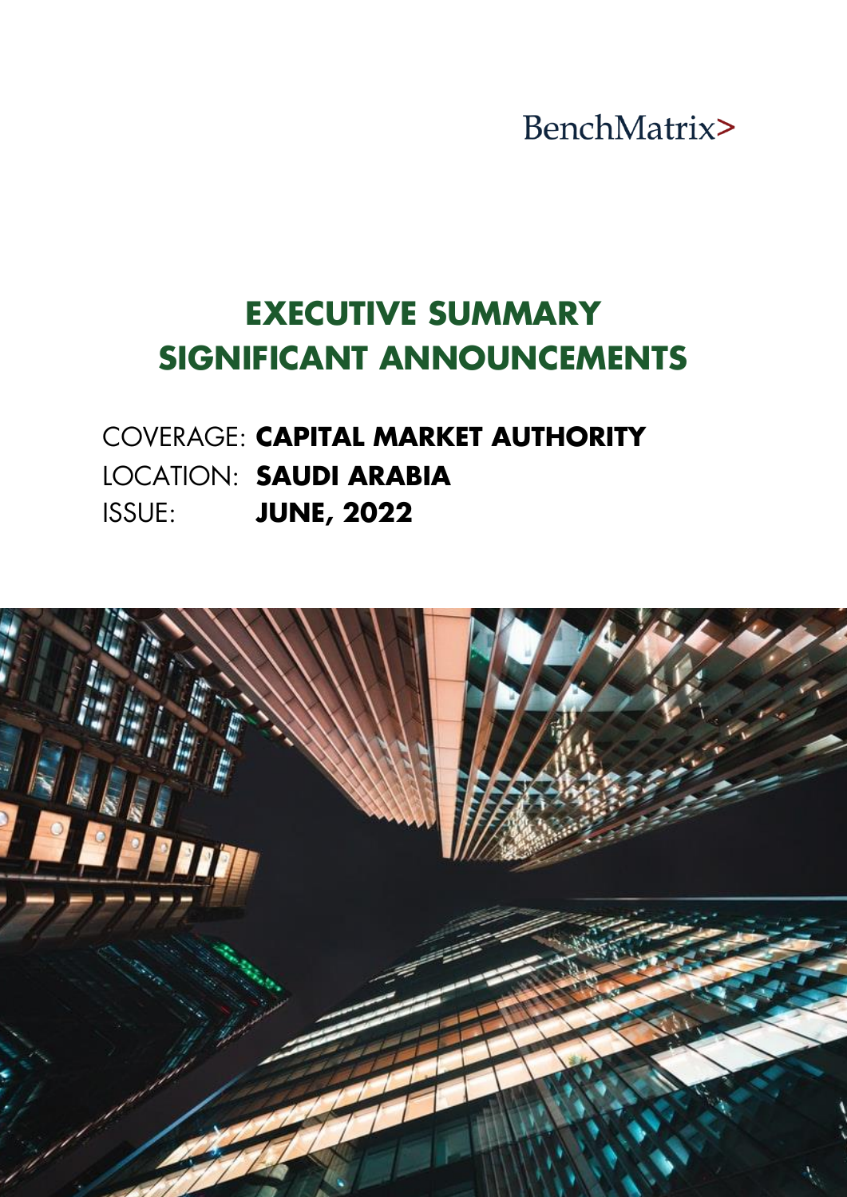BenchMatrix>

# EXECUTIVE SUMMARY
# SIGNIFICANT ANNOUNCEMENTS

COVERAGE: **CAPITAL MARKET AUTHORITY**
LOCATION: **SAUDI ARABIA**
ISSUE: **JUNE, 2022**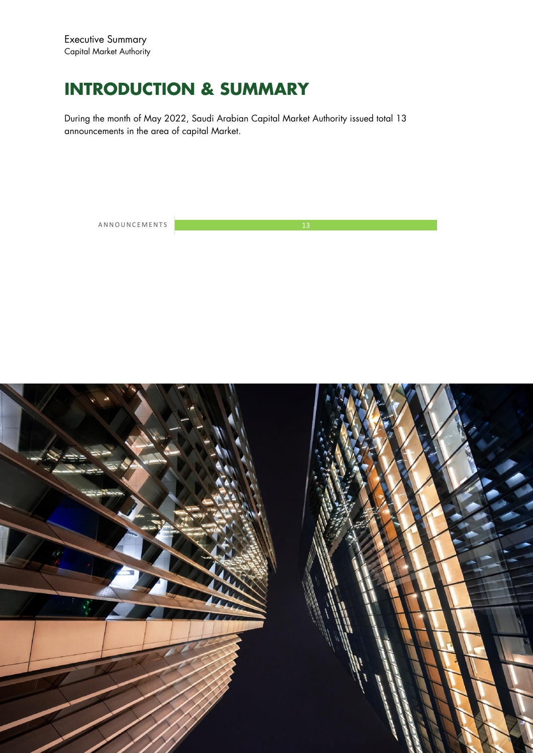# INTRODUCTION & SUMMARY

During the month of May 2022, Saudi Arabian Capital Market Authority issued total 13 announcements in the area of capital Market.

| ANNOUNCEMENTS | 13 |
| --- | --- |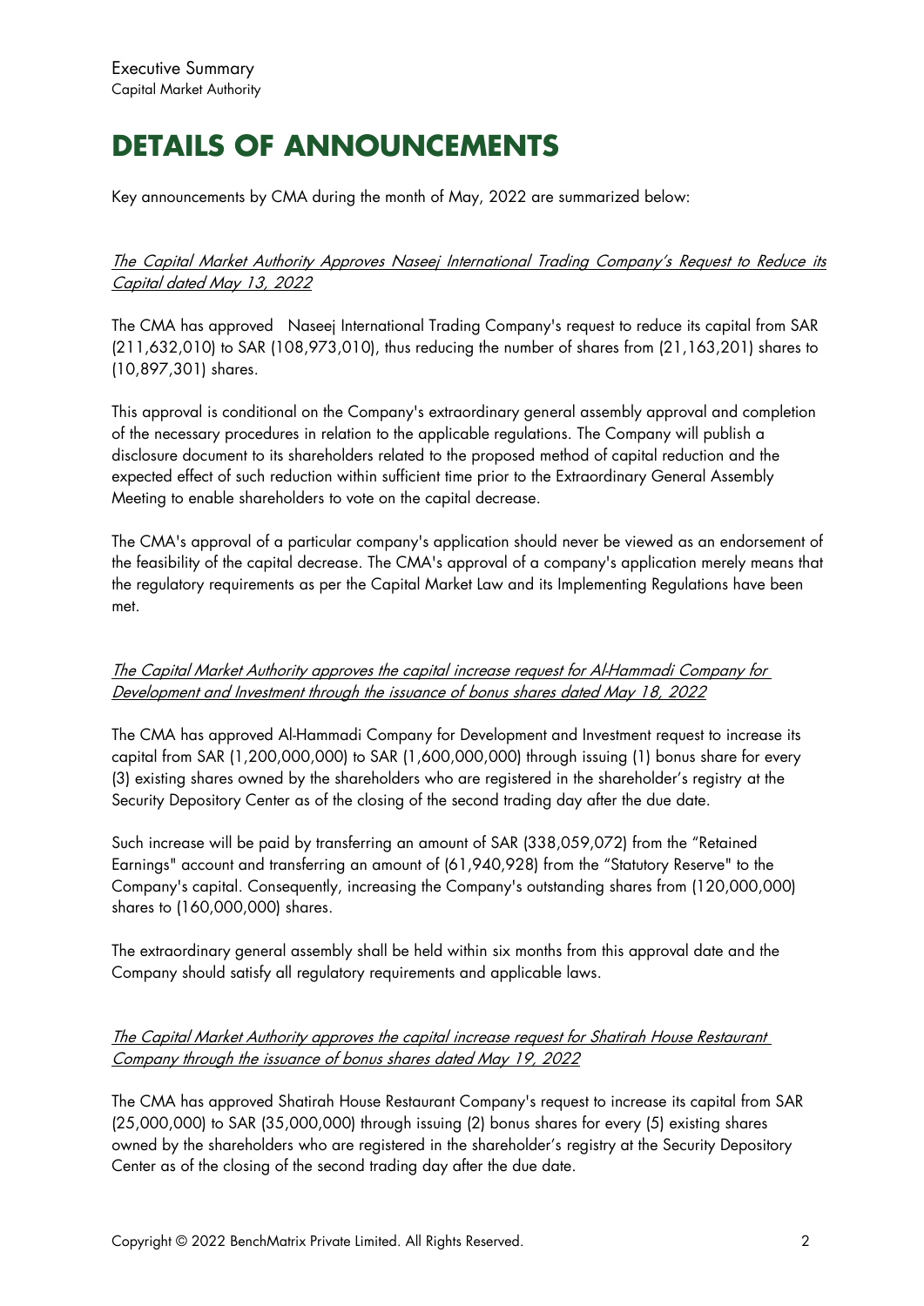# DETAILS OF ANNOUNCEMENTS

Key announcements by CMA during the month of May, 2022 are summarized below:

*The Capital Market Authority Approves Naseej International Trading Company's Request to Reduce its Capital dated May 13, 2022*

The CMA has approved Naseej International Trading Company's request to reduce its capital from SAR (211,632,010) to SAR (108,973,010), thus reducing the number of shares from (21,163,201) shares to (10,897,301) shares.

This approval is conditional on the Company's extraordinary general assembly approval and completion of the necessary procedures in relation to the applicable regulations. The Company will publish a disclosure document to its shareholders related to the proposed method of capital reduction and the expected effect of such reduction within sufficient time prior to the Extraordinary General Assembly Meeting to enable shareholders to vote on the capital decrease.

The CMA's approval of a particular company's application should never be viewed as an endorsement of the feasibility of the capital decrease. The CMA's approval of a company's application merely means that the regulatory requirements as per the Capital Market Law and its Implementing Regulations have been met.

*The Capital Market Authority approves the capital increase request for Al-Hammadi Company for Development and Investment through the issuance of bonus shares dated May 18, 2022*

The CMA has approved Al-Hammadi Company for Development and Investment request to increase its capital from SAR (1,200,000,000) to SAR (1,600,000,000) through issuing (1) bonus share for every (3) existing shares owned by the shareholders who are registered in the shareholder's registry at the Security Depository Center as of the closing of the second trading day after the due date.

Such increase will be paid by transferring an amount of SAR (338,059,072) from the "Retained Earnings" account and transferring an amount of (61,940,928) from the "Statutory Reserve" to the Company's capital. Consequently, increasing the Company's outstanding shares from (120,000,000) shares to (160,000,000) shares.

The extraordinary general assembly shall be held within six months from this approval date and the Company should satisfy all regulatory requirements and applicable laws.

*The Capital Market Authority approves the capital increase request for Shatirah House Restaurant Company through the issuance of bonus shares dated May 19, 2022*

The CMA has approved Shatirah House Restaurant Company's request to increase its capital from SAR (25,000,000) to SAR (35,000,000) through issuing (2) bonus shares for every (5) existing shares owned by the shareholders who are registered in the shareholder's registry at the Security Depository Center as of the closing of the second trading day after the due date.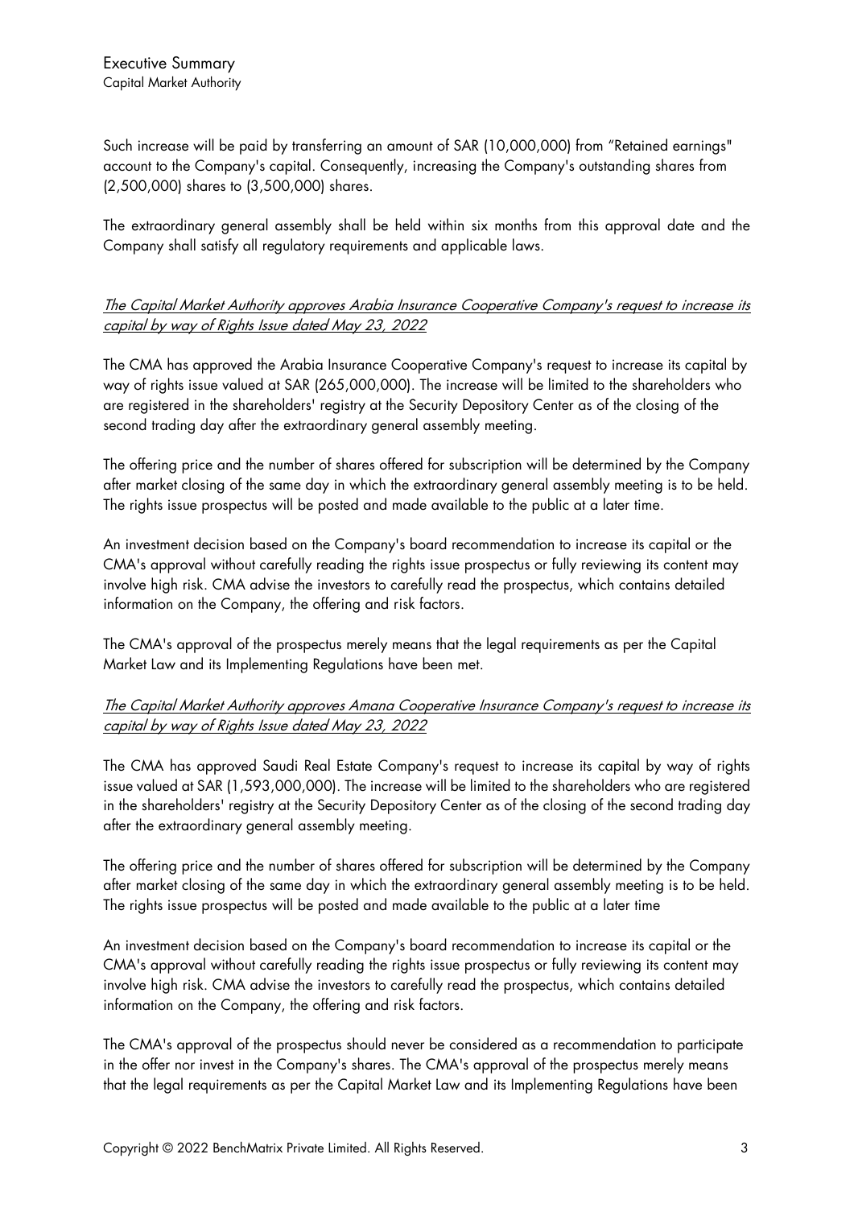Such increase will be paid by transferring an amount of SAR (10,000,000) from "Retained earnings" account to the Company's capital. Consequently, increasing the Company's outstanding shares from (2,500,000) shares to (3,500,000) shares.

The extraordinary general assembly shall be held within six months from this approval date and the Company shall satisfy all regulatory requirements and applicable laws.

*The Capital Market Authority approves Arabia Insurance Cooperative Company's request to increase its capital by way of Rights Issue dated May 23, 2022*

The CMA has approved the Arabia Insurance Cooperative Company's request to increase its capital by way of rights issue valued at SAR (265,000,000). The increase will be limited to the shareholders who are registered in the shareholders' registry at the Security Depository Center as of the closing of the second trading day after the extraordinary general assembly meeting.

The offering price and the number of shares offered for subscription will be determined by the Company after market closing of the same day in which the extraordinary general assembly meeting is to be held. The rights issue prospectus will be posted and made available to the public at a later time.

An investment decision based on the Company's board recommendation to increase its capital or the CMA's approval without carefully reading the rights issue prospectus or fully reviewing its content may involve high risk. CMA advise the investors to carefully read the prospectus, which contains detailed information on the Company, the offering and risk factors.

The CMA's approval of the prospectus merely means that the legal requirements as per the Capital Market Law and its Implementing Regulations have been met.

*The Capital Market Authority approves Amana Cooperative Insurance Company's request to increase its capital by way of Rights Issue dated May 23, 2022*

The CMA has approved Saudi Real Estate Company's request to increase its capital by way of rights issue valued at SAR (1,593,000,000). The increase will be limited to the shareholders who are registered in the shareholders' registry at the Security Depository Center as of the closing of the second trading day after the extraordinary general assembly meeting.

The offering price and the number of shares offered for subscription will be determined by the Company after market closing of the same day in which the extraordinary general assembly meeting is to be held. The rights issue prospectus will be posted and made available to the public at a later time

An investment decision based on the Company's board recommendation to increase its capital or the CMA's approval without carefully reading the rights issue prospectus or fully reviewing its content may involve high risk. CMA advise the investors to carefully read the prospectus, which contains detailed information on the Company, the offering and risk factors.

The CMA's approval of the prospectus should never be considered as a recommendation to participate in the offer nor invest in the Company's shares. The CMA's approval of the prospectus merely means that the legal requirements as per the Capital Market Law and its Implementing Regulations have been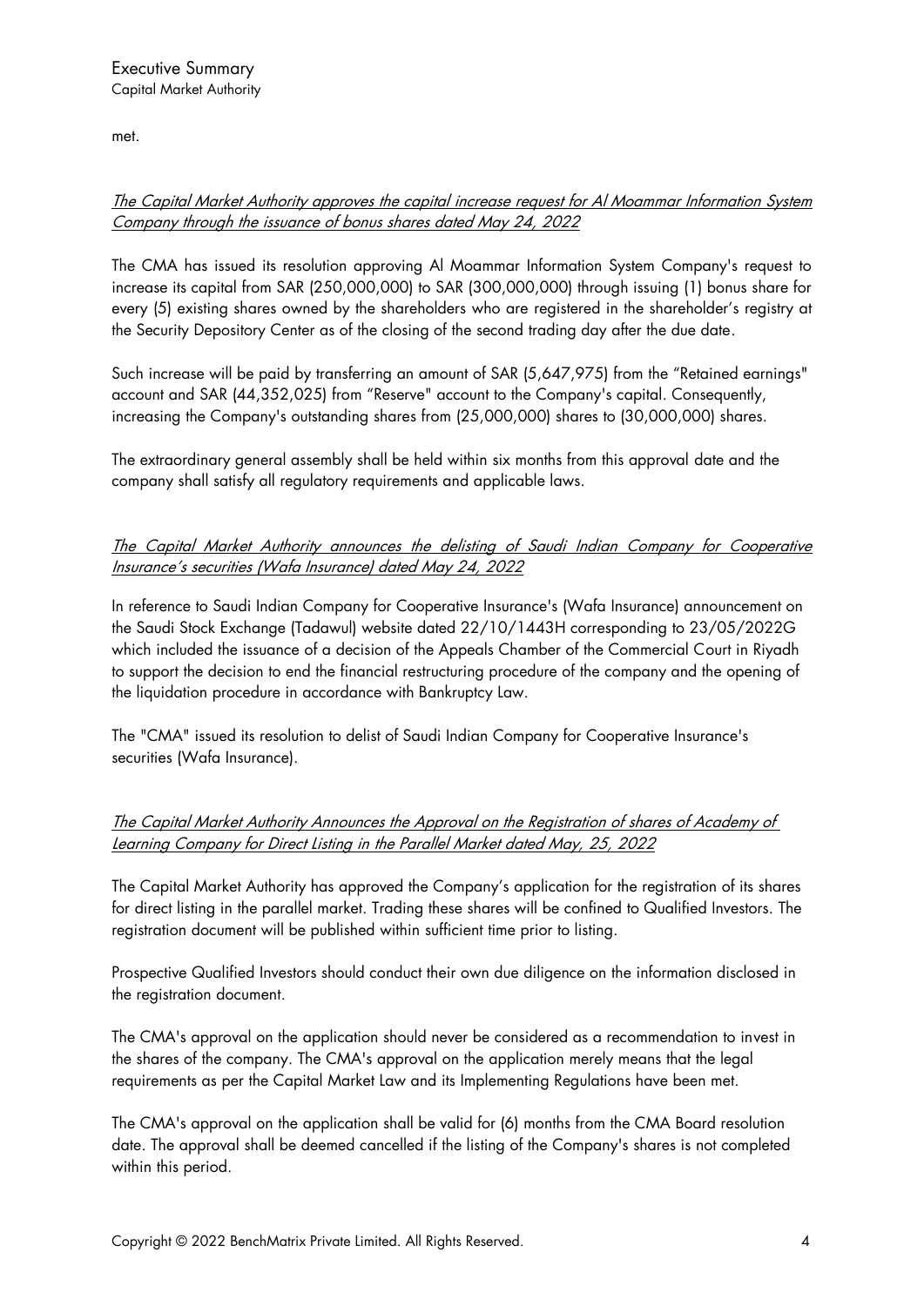met.

*The Capital Market Authority approves the capital increase request for Al Moammar Information System Company through the issuance of bonus shares dated May 24, 2022*

The CMA has issued its resolution approving Al Moammar Information System Company's request to increase its capital from SAR (250,000,000) to SAR (300,000,000) through issuing (1) bonus share for every (5) existing shares owned by the shareholders who are registered in the shareholder's registry at the Security Depository Center as of the closing of the second trading day after the due date.

Such increase will be paid by transferring an amount of SAR (5,647,975) from the "Retained earnings" account and SAR (44,352,025) from "Reserve" account to the Company's capital. Consequently, increasing the Company's outstanding shares from (25,000,000) shares to (30,000,000) shares.

The extraordinary general assembly shall be held within six months from this approval date and the company shall satisfy all regulatory requirements and applicable laws.

*The Capital Market Authority announces the delisting of Saudi Indian Company for Cooperative Insurance's securities (Wafa Insurance) dated May 24, 2022*

In reference to Saudi Indian Company for Cooperative Insurance's (Wafa Insurance) announcement on the Saudi Stock Exchange (Tadawul) website dated 22/10/1443H corresponding to 23/05/2022G which included the issuance of a decision of the Appeals Chamber of the Commercial Court in Riyadh to support the decision to end the financial restructuring procedure of the company and the opening of the liquidation procedure in accordance with Bankruptcy Law.

The "CMA" issued its resolution to delist of Saudi Indian Company for Cooperative Insurance's securities (Wafa Insurance).

*The Capital Market Authority Announces the Approval on the Registration of shares of Academy of Learning Company for Direct Listing in the Parallel Market dated May, 25, 2022*

The Capital Market Authority has approved the Company's application for the registration of its shares for direct listing in the parallel market. Trading these shares will be confined to Qualified Investors. The registration document will be published within sufficient time prior to listing.

Prospective Qualified Investors should conduct their own due diligence on the information disclosed in the registration document.

The CMA's approval on the application should never be considered as a recommendation to invest in the shares of the company. The CMA's approval on the application merely means that the legal requirements as per the Capital Market Law and its Implementing Regulations have been met.

The CMA's approval on the application shall be valid for (6) months from the CMA Board resolution date. The approval shall be deemed cancelled if the listing of the Company's shares is not completed within this period.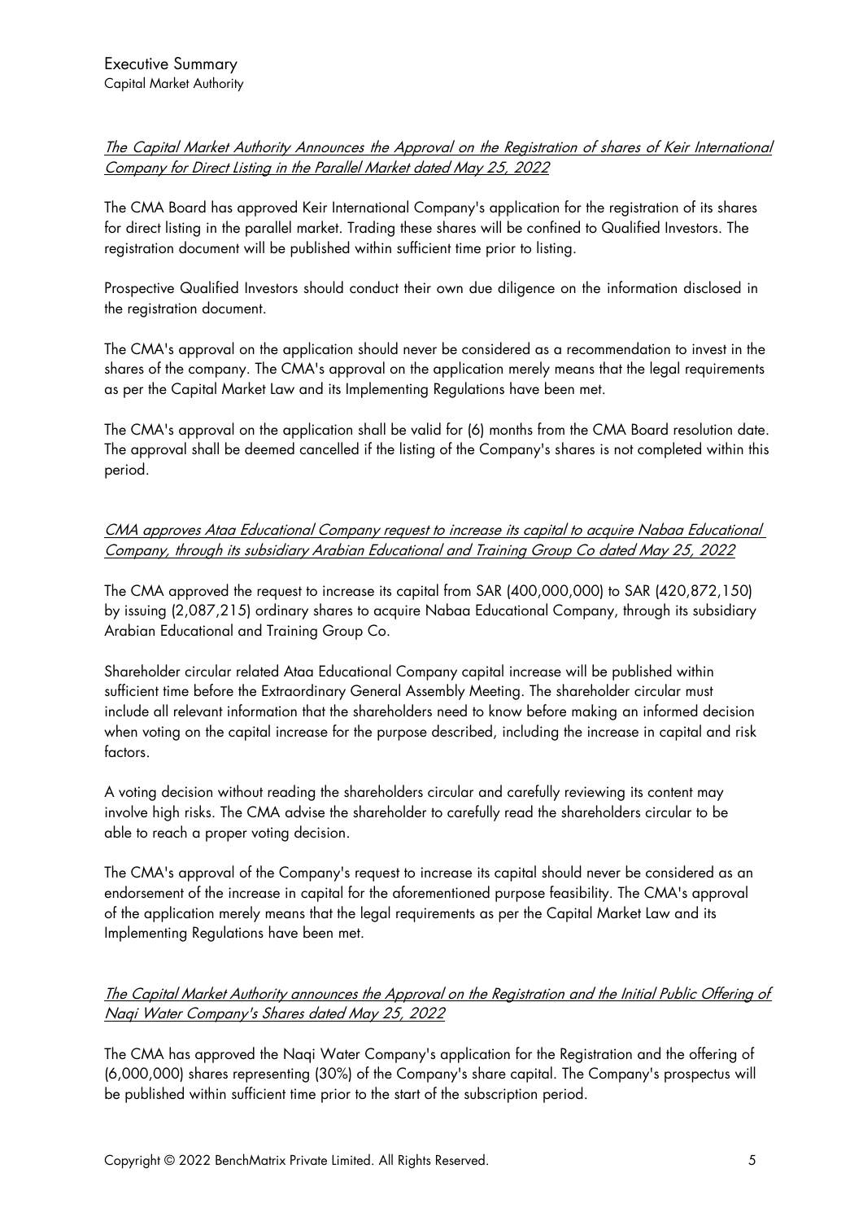*The Capital Market Authority Announces the Approval on the Registration of shares of Keir International Company for Direct Listing in the Parallel Market dated May 25, 2022*

The CMA Board has approved Keir International Company's application for the registration of its shares for direct listing in the parallel market. Trading these shares will be confined to Qualified Investors. The registration document will be published within sufficient time prior to listing.

Prospective Qualified Investors should conduct their own due diligence on the information disclosed in the registration document.

The CMA's approval on the application should never be considered as a recommendation to invest in the shares of the company. The CMA's approval on the application merely means that the legal requirements as per the Capital Market Law and its Implementing Regulations have been met.

The CMA's approval on the application shall be valid for (6) months from the CMA Board resolution date. The approval shall be deemed cancelled if the listing of the Company's shares is not completed within this period.

*CMA approves Ataa Educational Company request to increase its capital to acquire Nabaa Educational Company, through its subsidiary Arabian Educational and Training Group Co dated May 25, 2022*

The CMA approved the request to increase its capital from SAR (400,000,000) to SAR (420,872,150) by issuing (2,087,215) ordinary shares to acquire Nabaa Educational Company, through its subsidiary Arabian Educational and Training Group Co.

Shareholder circular related Ataa Educational Company capital increase will be published within sufficient time before the Extraordinary General Assembly Meeting. The shareholder circular must include all relevant information that the shareholders need to know before making an informed decision when voting on the capital increase for the purpose described, including the increase in capital and risk factors.

A voting decision without reading the shareholders circular and carefully reviewing its content may involve high risks. The CMA advise the shareholder to carefully read the shareholders circular to be able to reach a proper voting decision.

The CMA's approval of the Company's request to increase its capital should never be considered as an endorsement of the increase in capital for the aforementioned purpose feasibility. The CMA's approval of the application merely means that the legal requirements as per the Capital Market Law and its Implementing Regulations have been met.

*The Capital Market Authority announces the Approval on the Registration and the Initial Public Offering of Naqi Water Company's Shares dated May 25, 2022*

The CMA has approved the Naqi Water Company's application for the Registration and the offering of (6,000,000) shares representing (30%) of the Company's share capital. The Company's prospectus will be published within sufficient time prior to the start of the subscription period.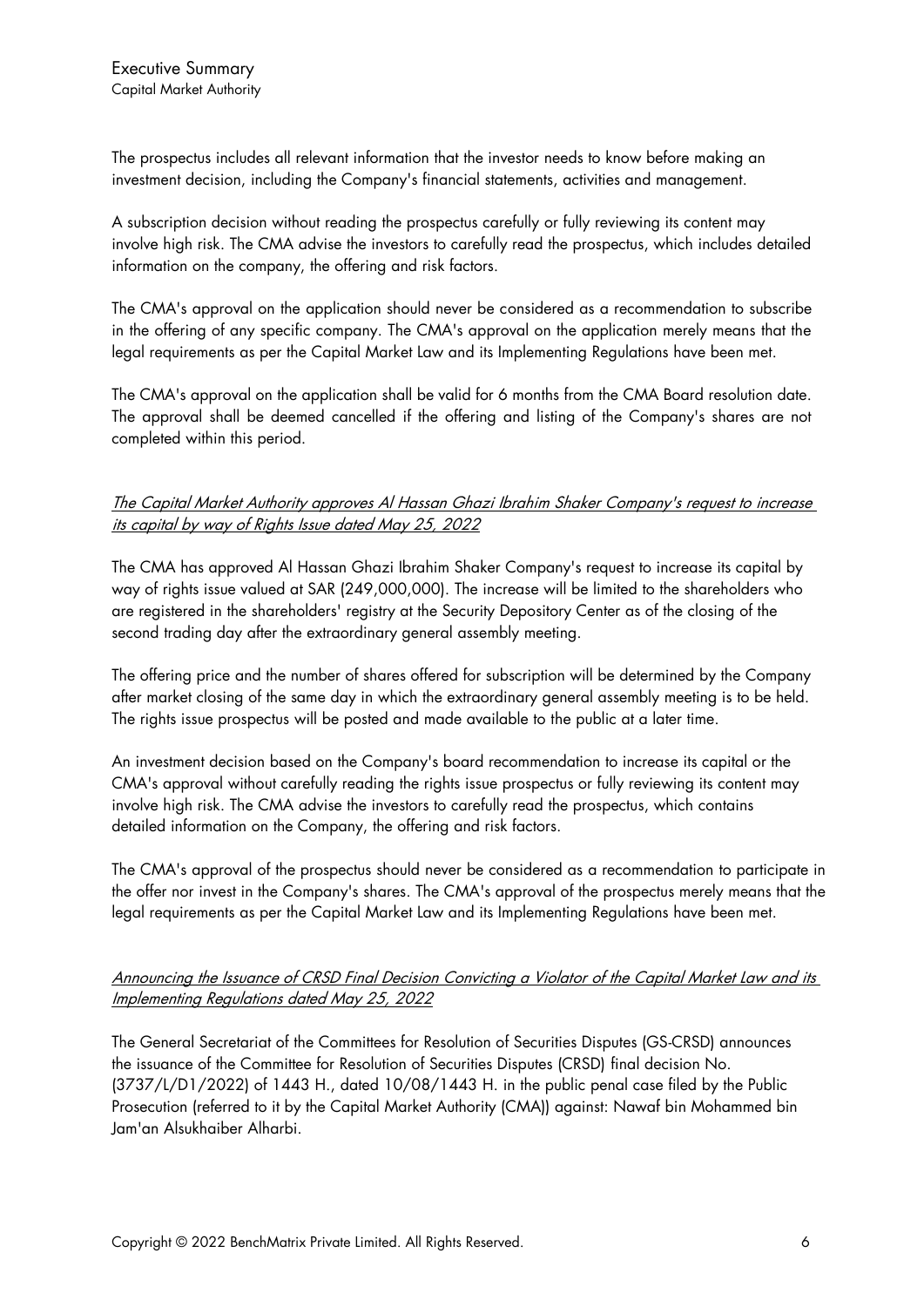The prospectus includes all relevant information that the investor needs to know before making an investment decision, including the Company's financial statements, activities and management.

A subscription decision without reading the prospectus carefully or fully reviewing its content may involve high risk. The CMA advise the investors to carefully read the prospectus, which includes detailed information on the company, the offering and risk factors.

The CMA's approval on the application should never be considered as a recommendation to subscribe in the offering of any specific company. The CMA's approval on the application merely means that the legal requirements as per the Capital Market Law and its Implementing Regulations have been met.

The CMA's approval on the application shall be valid for 6 months from the CMA Board resolution date. The approval shall be deemed cancelled if the offering and listing of the Company's shares are not completed within this period.

*The Capital Market Authority approves Al Hassan Ghazi Ibrahim Shaker Company's request to increase its capital by way of Rights Issue dated May 25, 2022*

The CMA has approved Al Hassan Ghazi Ibrahim Shaker Company's request to increase its capital by way of rights issue valued at SAR (249,000,000). The increase will be limited to the shareholders who are registered in the shareholders' registry at the Security Depository Center as of the closing of the second trading day after the extraordinary general assembly meeting.

The offering price and the number of shares offered for subscription will be determined by the Company after market closing of the same day in which the extraordinary general assembly meeting is to be held. The rights issue prospectus will be posted and made available to the public at a later time.

An investment decision based on the Company's board recommendation to increase its capital or the CMA's approval without carefully reading the rights issue prospectus or fully reviewing its content may involve high risk. The CMA advise the investors to carefully read the prospectus, which contains detailed information on the Company, the offering and risk factors.

The CMA's approval of the prospectus should never be considered as a recommendation to participate in the offer nor invest in the Company's shares. The CMA's approval of the prospectus merely means that the legal requirements as per the Capital Market Law and its Implementing Regulations have been met.

*Announcing the Issuance of CRSD Final Decision Convicting a Violator of the Capital Market Law and its Implementing Regulations dated May 25, 2022*

The General Secretariat of the Committees for Resolution of Securities Disputes (GS-CRSD) announces the issuance of the Committee for Resolution of Securities Disputes (CRSD) final decision No. (3737/L/D1/2022) of 1443 H., dated 10/08/1443 H. in the public penal case filed by the Public Prosecution (referred to it by the Capital Market Authority (CMA)) against: Nawaf bin Mohammed bin Jam'an Alsukhaiber Alharbi.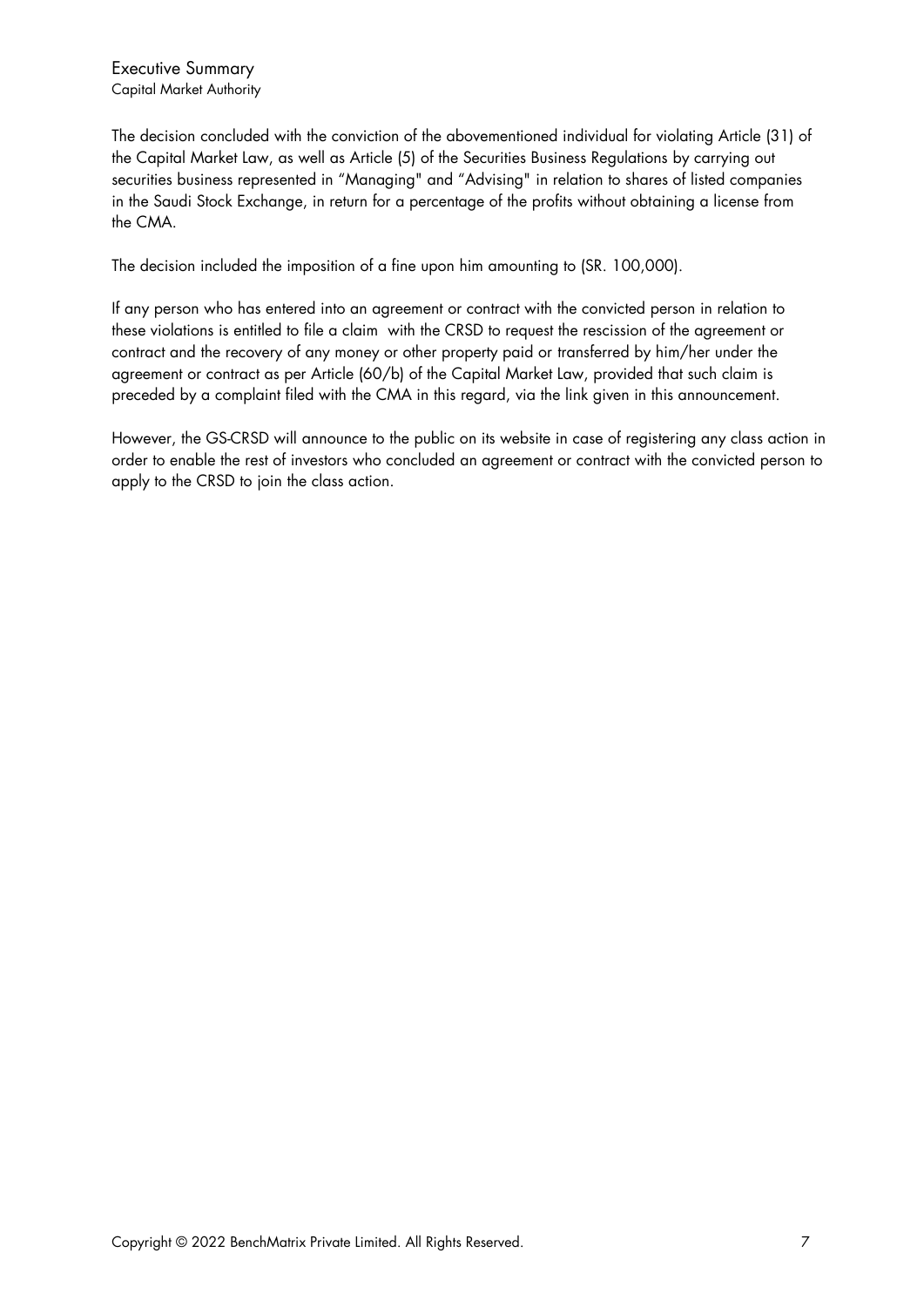The decision concluded with the conviction of the abovementioned individual for violating Article (31) of the Capital Market Law, as well as Article (5) of the Securities Business Regulations by carrying out securities business represented in "Managing" and "Advising" in relation to shares of listed companies in the Saudi Stock Exchange, in return for a percentage of the profits without obtaining a license from the CMA.

The decision included the imposition of a fine upon him amounting to (SR. 100,000).

If any person who has entered into an agreement or contract with the convicted person in relation to these violations is entitled to file a claim with the CRSD to request the rescission of the agreement or contract and the recovery of any money or other property paid or transferred by him/her under the agreement or contract as per Article (60/b) of the Capital Market Law, provided that such claim is preceded by a complaint filed with the CMA in this regard, via the link given in this announcement.

However, the GS-CRSD will announce to the public on its website in case of registering any class action in order to enable the rest of investors who concluded an agreement or contract with the convicted person to apply to the CRSD to join the class action.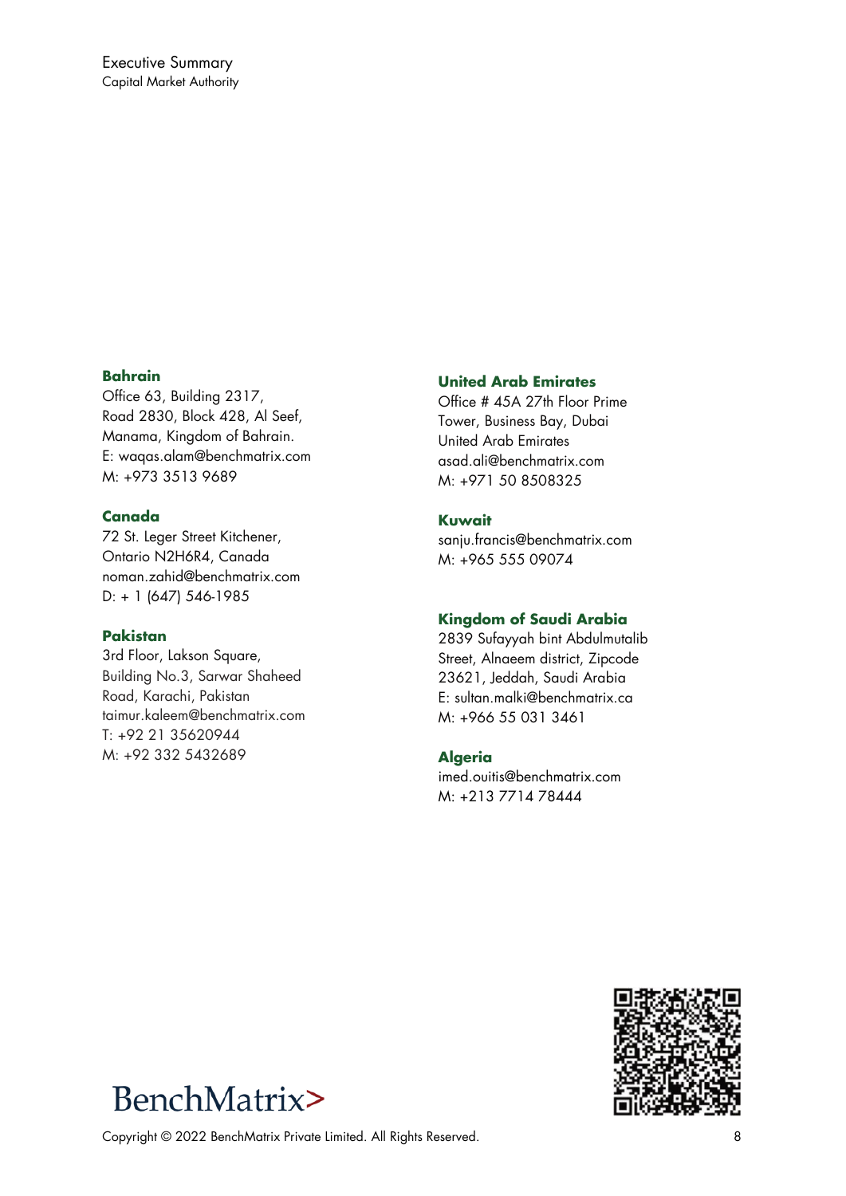**Bahrain**
Office 63, Building 2317,
Road 2830, Block 428, Al Seef,
Manama, Kingdom of Bahrain.
E: waqas.alam@benchmatrix.com
M: +973 3513 9689

**Canada**
72 St. Leger Street Kitchener,
Ontario N2H6R4, Canada
noman.zahid@benchmatrix.com
D: + 1 (647) 546-1985

**Pakistan**
3rd Floor, Lakson Square,
Building No.3, Sarwar Shaheed
Road, Karachi, Pakistan
taimur.kaleem@benchmatrix.com
T: +92 21 35620944
M: +92 332 5432689

**United Arab Emirates**
Office # 45A 27th Floor Prime
Tower, Business Bay, Dubai
United Arab Emirates
asad.ali@benchmatrix.com
M: +971 50 8508325

**Kuwait**
sanju.francis@benchmatrix.com
M: +965 555 09074

**Kingdom of Saudi Arabia**
2839 Sufayyah bint Abdulmutalib
Street, Alnaeem district, Zipcode
23621, Jeddah, Saudi Arabia
E: sultan.malki@benchmatrix.ca
M: +966 55 031 3461

**Algeria**
imed.ouitis@benchmatrix.com
M: +213 7714 78444

BenchMatrix>

Copyright © 2022 BenchMatrix Private Limited. All Rights Reserved.